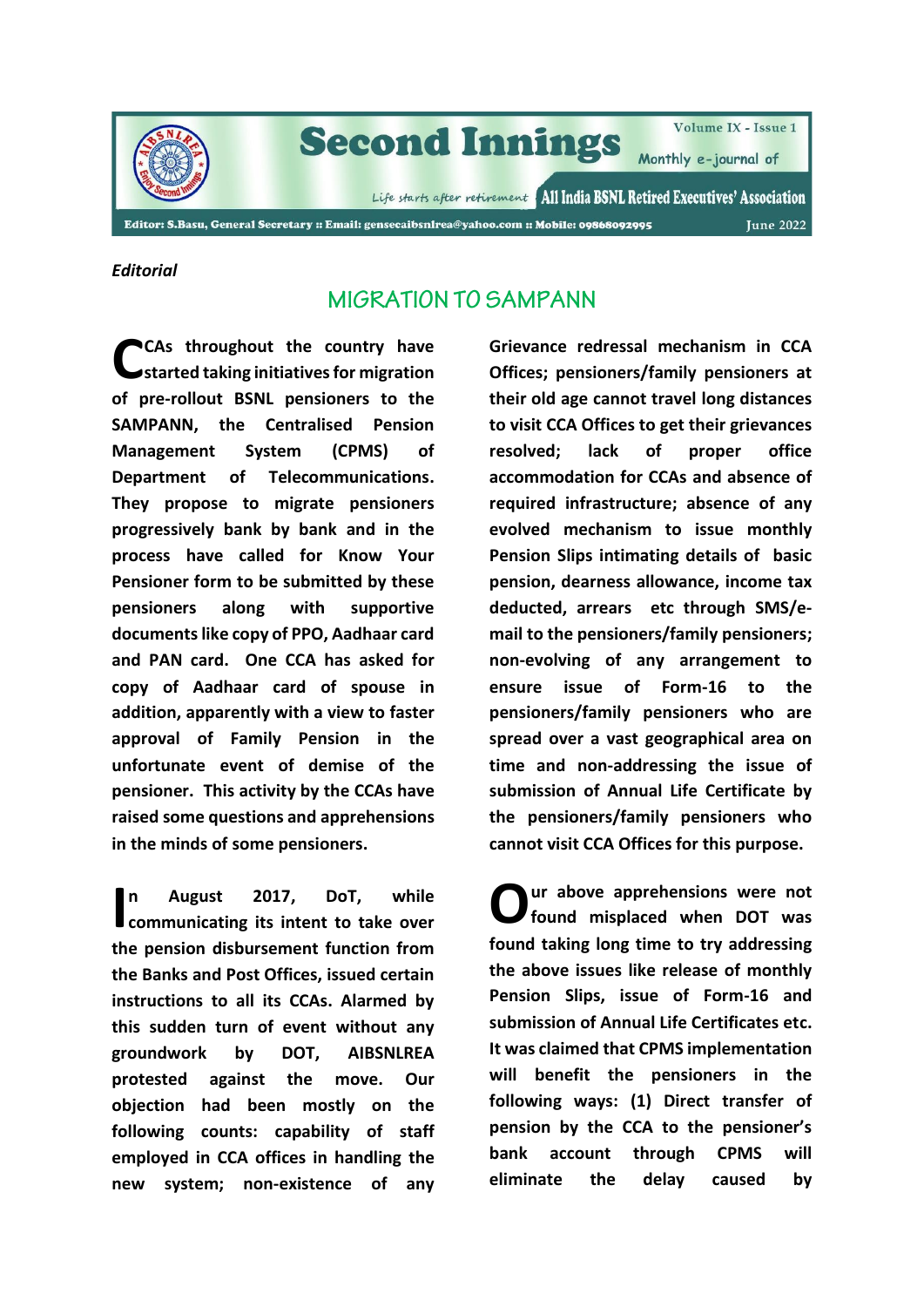# Second Innings

Monthly e-journal of All India BSNL Retired Executives' Association

*Life starts after retirement*

Editor: S.Basu, General Secretary :: Email: gensecaibsnlrea@yahoo.com :: Mobile: 09868092995

June 2022

*Editorial*

## MIGRATION TO SAMPANN

**CCAs throughout the country have started taking initiatives for migration of pre-rollout BSNL pensioners to the SAMPANN, the Centralised Pension Management System (CPMS) of Department of Telecommunications. They propose to migrate pensioners progressively bank by bank and in the process have called for Know Your Pensioner form to be submitted by these pensioners along with supportive documents like copy of PPO, Aadhaar card and PAN card. One CCA has asked for copy of Aadhaar card of spouse in addition, apparently with a view to faster approval of Family Pension in the unfortunate event of demise of the pensioner. This activity by the CCAs have raised some questions and apprehensions in the minds of some pensioners.**

**In August 2017, DoT, while communicating its intent to take over the pension disbursement function from the Banks and Post Offices, issued certain instructions to all its CCAs. Alarmed by this sudden turn of event without any groundwork by DOT, AIBSNLREA protested against the move. Our objection had been mostly on the following counts: capability of staff employed in CCA offices in handling the new system; non-existence of any Grievance redressal mechanism in CCA Offices; pensioners/family pensioners at their old age cannot travel long distances to visit CCA Offices to get their grievances resolved; lack of proper office accommodation for CCAs and absence of required infrastructure; absence of any evolved mechanism to issue monthly Pension Slips intimating details of basic pension, dearness allowance, income tax deducted, arrears etc through SMS/e-mail to the pensioners/family pensioners; non-evolving of any arrangement to ensure issue of Form-16 to the pensioners/family pensioners who are spread over a vast geographical area on time and non-addressing the issue of submission of Annual Life Certificate by the pensioners/family pensioners who cannot visit CCA Offices for this purpose.**

**Our above apprehensions were not found misplaced when DOT was found taking long time to try addressing the above issues like release of monthly Pension Slips, issue of Form-16 and submission of Annual Life Certificates etc. It was claimed that CPMS implementation will benefit the pensioners in the following ways: (1) Direct transfer of pension by the CCA to the pensioner's bank account through CPMS will eliminate the delay caused by**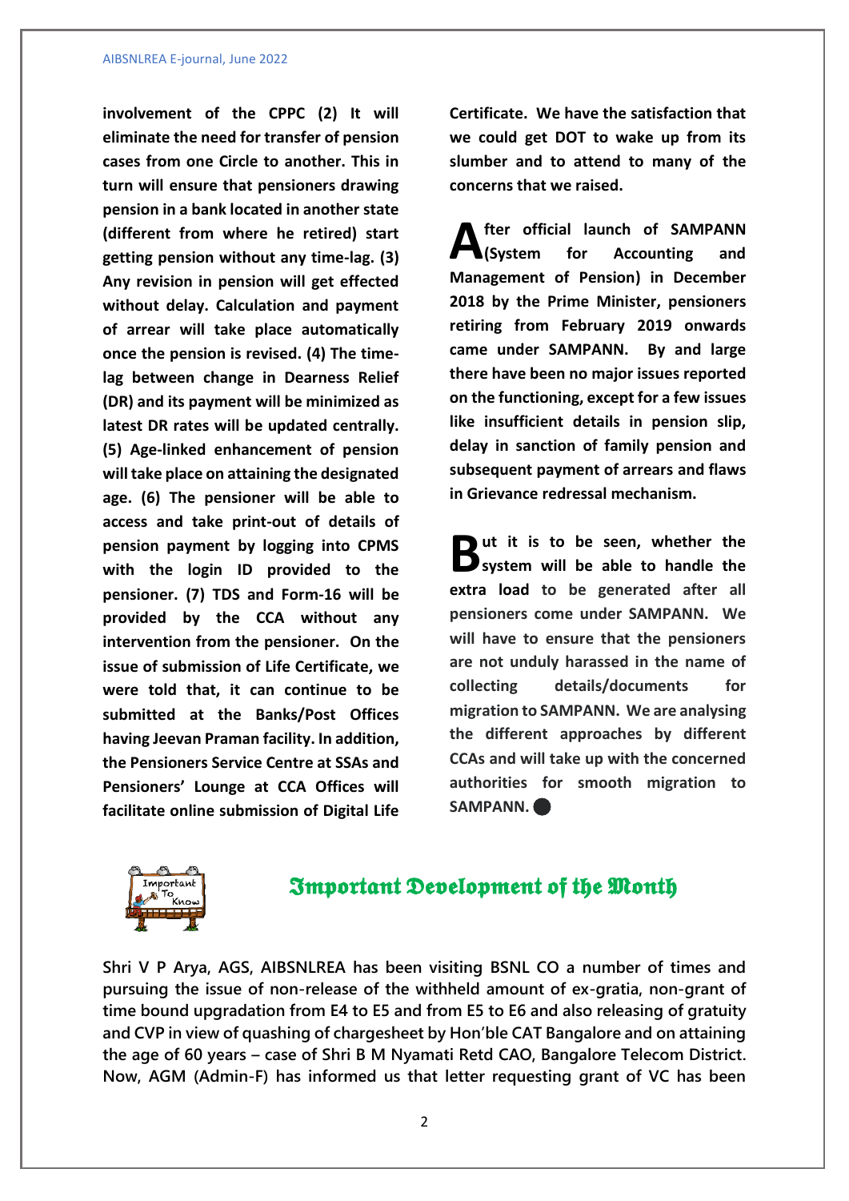**involvement of the CPPC (2) It will eliminate the need for transfer of pension cases from one Circle to another. This in turn will ensure that pensioners drawing pension in a bank located in another state (different from where he retired) start getting pension without any time-lag. (3) Any revision in pension will get effected without delay. Calculation and payment of arrear will take place automatically once the pension is revised. (4) The time-lag between change in Dearness Relief (DR) and its payment will be minimized as latest DR rates will be updated centrally. (5) Age-linked enhancement of pension will take place on attaining the designated age. (6) The pensioner will be able to access and take print-out of details of pension payment by logging into CPMS with the login ID provided to the pensioner. (7) TDS and Form-16 will be provided by the CCA without any intervention from the pensioner. On the issue of submission of Life Certificate, we were told that, it can continue to be submitted at the Banks/Post Offices having Jeevan Praman facility. In addition, the Pensioners Service Centre at SSAs and Pensioners' Lounge at CCA Offices will facilitate online submission of Digital Life Certificate. We have the satisfaction that we could get DOT to wake up from its slumber and to attend to many of the concerns that we raised.**

**After official launch of SAMPANN (System for Accounting and Management of Pension) in December 2018 by the Prime Minister, pensioners retiring from February 2019 onwards came under SAMPANN. By and large there have been no major issues reported on the functioning, except for a few issues like insufficient details in pension slip, delay in sanction of family pension and subsequent payment of arrears and flaws in Grievance redressal mechanism.**

**But it is to be seen, whether the system will be able to handle the extra load to be generated after all pensioners come under SAMPANN. We will have to ensure that the pensioners are not unduly harassed in the name of collecting details/documents for migration to SAMPANN. We are analysing the different approaches by different CCAs and will take up with the concerned authorities for smooth migration to SAMPANN.** ⬤

## Important Development of the Month

**Shri V P Arya, AGS, AIBSNLREA has been visiting BSNL CO a number of times and pursuing the issue of non-release of the withheld amount of ex-gratia, non-grant of time bound upgradation from E4 to E5 and from E5 to E6 and also releasing of gratuity and CVP in view of quashing of chargesheet by Hon'ble CAT Bangalore and on attaining the age of 60 years – case of Shri B M Nyamati Retd CAO, Bangalore Telecom District. Now, AGM (Admin-F) has informed us that letter requesting grant of VC has been**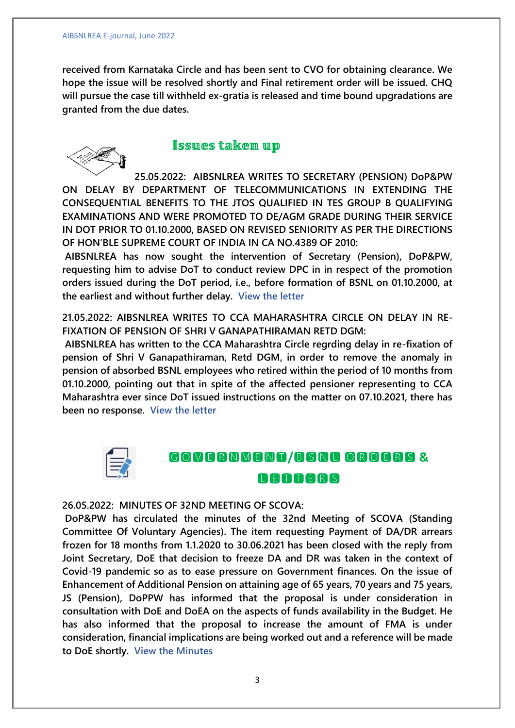**received from Karnataka Circle and has been sent to CVO for obtaining clearance. We hope the issue will be resolved shortly and Final retirement order will be issued. CHQ will pursue the case till withheld ex-gratia is released and time bound upgradations are granted from the due dates.**

## Issues taken up

**25.05.2022: AIBSNLREA WRITES TO SECRETARY (PENSION) DoP&PW ON DELAY BY DEPARTMENT OF TELECOMMUNICATIONS IN EXTENDING THE CONSEQUENTIAL BENEFITS TO THE JTOS QUALIFIED IN TES GROUP B QUALIFYING EXAMINATIONS AND WERE PROMOTED TO DE/AGM GRADE DURING THEIR SERVICE IN DOT PRIOR TO 01.10.2000, BASED ON REVISED SENIORITY AS PER THE DIRECTIONS OF HON'BLE SUPREME COURT OF INDIA IN CA NO.4389 OF 2010:**

**AIBSNLREA has now sought the intervention of Secretary (Pension), DoP&PW, requesting him to advise DoT to conduct review DPC in in respect of the promotion orders issued during the DoT period, i.e., before formation of BSNL on 01.10.2000, at the earliest and without further delay.** View the letter

**21.05.2022: AIBSNLREA WRITES TO CCA MAHARASHTRA CIRCLE ON DELAY IN RE-FIXATION OF PENSION OF SHRI V GANAPATHIRAMAN RETD DGM:**

**AIBSNLREA has written to the CCA Maharashtra Circle regrding delay in re-fixation of pension of Shri V Ganapathiraman, Retd DGM, in order to remove the anomaly in pension of absorbed BSNL employees who retired within the period of 10 months from 01.10.2000, pointing out that in spite of the affected pensioner representing to CCA Maharashtra ever since DoT issued instructions on the matter on 07.10.2021, there has been no response.** View the letter

## GOVERNMENT/BSNL ORDERS & LETTERS

**26.05.2022: MINUTES OF 32ND MEETING OF SCOVA:**

**DoP&PW has circulated the minutes of the 32nd Meeting of SCOVA (Standing Committee Of Voluntary Agencies). The item requesting Payment of DA/DR arrears frozen for 18 months from 1.1.2020 to 30.06.2021 has been closed with the reply from Joint Secretary, DoE that decision to freeze DA and DR was taken in the context of Covid-19 pandemic so as to ease pressure on Government finances. On the issue of Enhancement of Additional Pension on attaining age of 65 years, 70 years and 75 years, JS (Pension), DoPPW has informed that the proposal is under consideration in consultation with DoE and DoEA on the aspects of funds availability in the Budget. He has also informed that the proposal to increase the amount of FMA is under consideration, financial implications are being worked out and a reference will be made to DoE shortly.** View the Minutes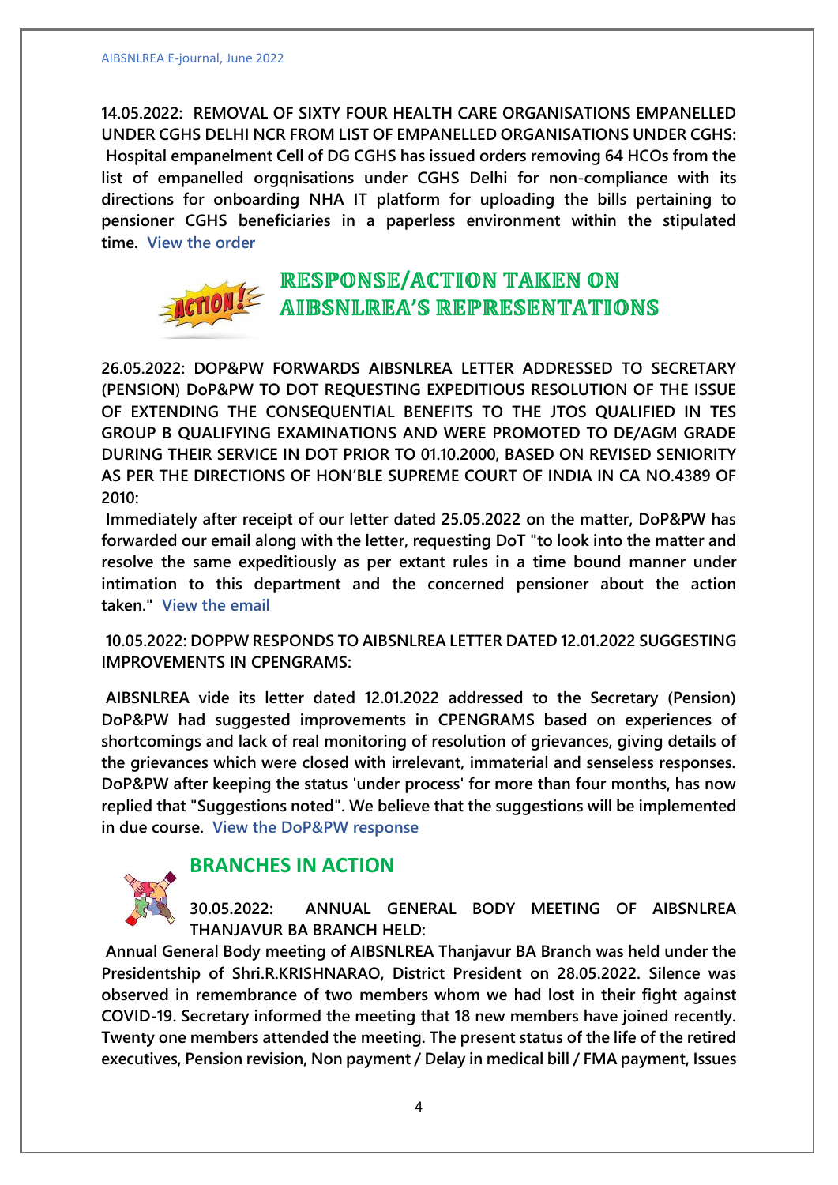**14.05.2022: REMOVAL OF SIXTY FOUR HEALTH CARE ORGANISATIONS EMPANELLED UNDER CGHS DELHI NCR FROM LIST OF EMPANELLED ORGANISATIONS UNDER CGHS:** **Hospital empanelment Cell of DG CGHS has issued orders removing 64 HCOs from the list of empanelled orgqnisations under CGHS Delhi for non-compliance with its directions for onboarding NHA IT platform for uploading the bills pertaining to pensioner CGHS beneficiaries in a paperless environment within the stipulated time. View the order**

## RESPONSE/ACTION TAKEN ON AIBSNLREA'S REPRESENTATIONS

**26.05.2022: DOP&PW FORWARDS AIBSNLREA LETTER ADDRESSED TO SECRETARY (PENSION) DoP&PW TO DOT REQUESTING EXPEDITIOUS RESOLUTION OF THE ISSUE OF EXTENDING THE CONSEQUENTIAL BENEFITS TO THE JTOS QUALIFIED IN TES GROUP B QUALIFYING EXAMINATIONS AND WERE PROMOTED TO DE/AGM GRADE DURING THEIR SERVICE IN DOT PRIOR TO 01.10.2000, BASED ON REVISED SENIORITY AS PER THE DIRECTIONS OF HON'BLE SUPREME COURT OF INDIA IN CA NO.4389 OF 2010:**

**Immediately after receipt of our letter dated 25.05.2022 on the matter, DoP&PW has forwarded our email along with the letter, requesting DoT "to look into the matter and resolve the same expeditiously as per extant rules in a time bound manner under intimation to this department and the concerned pensioner about the action taken." View the email**

**10.05.2022: DOPPW RESPONDS TO AIBSNLREA LETTER DATED 12.01.2022 SUGGESTING IMPROVEMENTS IN CPENGRAMS:**

**AIBSNLREA vide its letter dated 12.01.2022 addressed to the Secretary (Pension) DoP&PW had suggested improvements in CPENGRAMS based on experiences of shortcomings and lack of real monitoring of resolution of grievances, giving details of the grievances which were closed with irrelevant, immaterial and senseless responses. DoP&PW after keeping the status 'under process' for more than four months, has now replied that "Suggestions noted". We believe that the suggestions will be implemented in due course. View the DoP&PW response**

## BRANCHES IN ACTION

**30.05.2022: ANNUAL GENERAL BODY MEETING OF AIBSNLREA THANJAVUR BA BRANCH HELD:**

**Annual General Body meeting of AIBSNLREA Thanjavur BA Branch was held under the Presidentship of Shri.R.KRISHNARAO, District President on 28.05.2022. Silence was observed in remembrance of two members whom we had lost in their fight against COVID-19. Secretary informed the meeting that 18 new members have joined recently. Twenty one members attended the meeting. The present status of the life of the retired executives, Pension revision, Non payment / Delay in medical bill / FMA payment, Issues**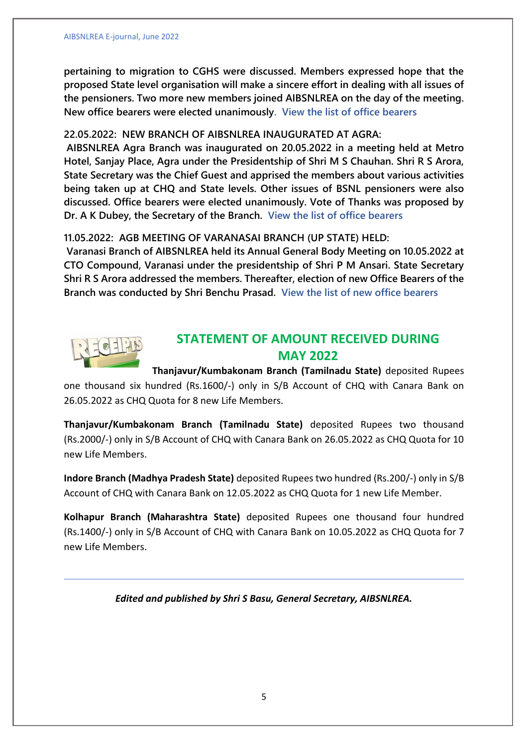**pertaining to migration to CGHS were discussed. Members expressed hope that the proposed State level organisation will make a sincere effort in dealing with all issues of the pensioners. Two more new members joined AIBSNLREA on the day of the meeting. New office bearers were elected unanimously. View the list of office bearers**

**22.05.2022: NEW BRANCH OF AIBSNLREA INAUGURATED AT AGRA:**

**AIBSNLREA Agra Branch was inaugurated on 20.05.2022 in a meeting held at Metro Hotel, Sanjay Place, Agra under the Presidentship of Shri M S Chauhan. Shri R S Arora, State Secretary was the Chief Guest and apprised the members about various activities being taken up at CHQ and State levels. Other issues of BSNL pensioners were also discussed. Office bearers were elected unanimously. Vote of Thanks was proposed by Dr. A K Dubey, the Secretary of the Branch. View the list of office bearers**

**11.05.2022: AGB MEETING OF VARANASAI BRANCH (UP STATE) HELD:**

**Varanasi Branch of AIBSNLREA held its Annual General Body Meeting on 10.05.2022 at CTO Compound, Varanasi under the presidentship of Shri P M Ansari. State Secretary Shri R S Arora addressed the members. Thereafter, election of new Office Bearers of the Branch was conducted by Shri Benchu Prasad. View the list of new office bearers**

## STATEMENT OF AMOUNT RECEIVED DURING MAY 2022

**Thanjavur/Kumbakonam Branch (Tamilnadu State)** deposited Rupees one thousand six hundred (Rs.1600/-) only in S/B Account of CHQ with Canara Bank on 26.05.2022 as CHQ Quota for 8 new Life Members.

**Thanjavur/Kumbakonam Branch (Tamilnadu State)** deposited Rupees two thousand (Rs.2000/-) only in S/B Account of CHQ with Canara Bank on 26.05.2022 as CHQ Quota for 10 new Life Members.

**Indore Branch (Madhya Pradesh State)** deposited Rupees two hundred (Rs.200/-) only in S/B Account of CHQ with Canara Bank on 12.05.2022 as CHQ Quota for 1 new Life Member.

**Kolhapur Branch (Maharashtra State)** deposited Rupees one thousand four hundred (Rs.1400/-) only in S/B Account of CHQ with Canara Bank on 10.05.2022 as CHQ Quota for 7 new Life Members.

---

***Edited and published by Shri S Basu, General Secretary, AIBSNLREA.***